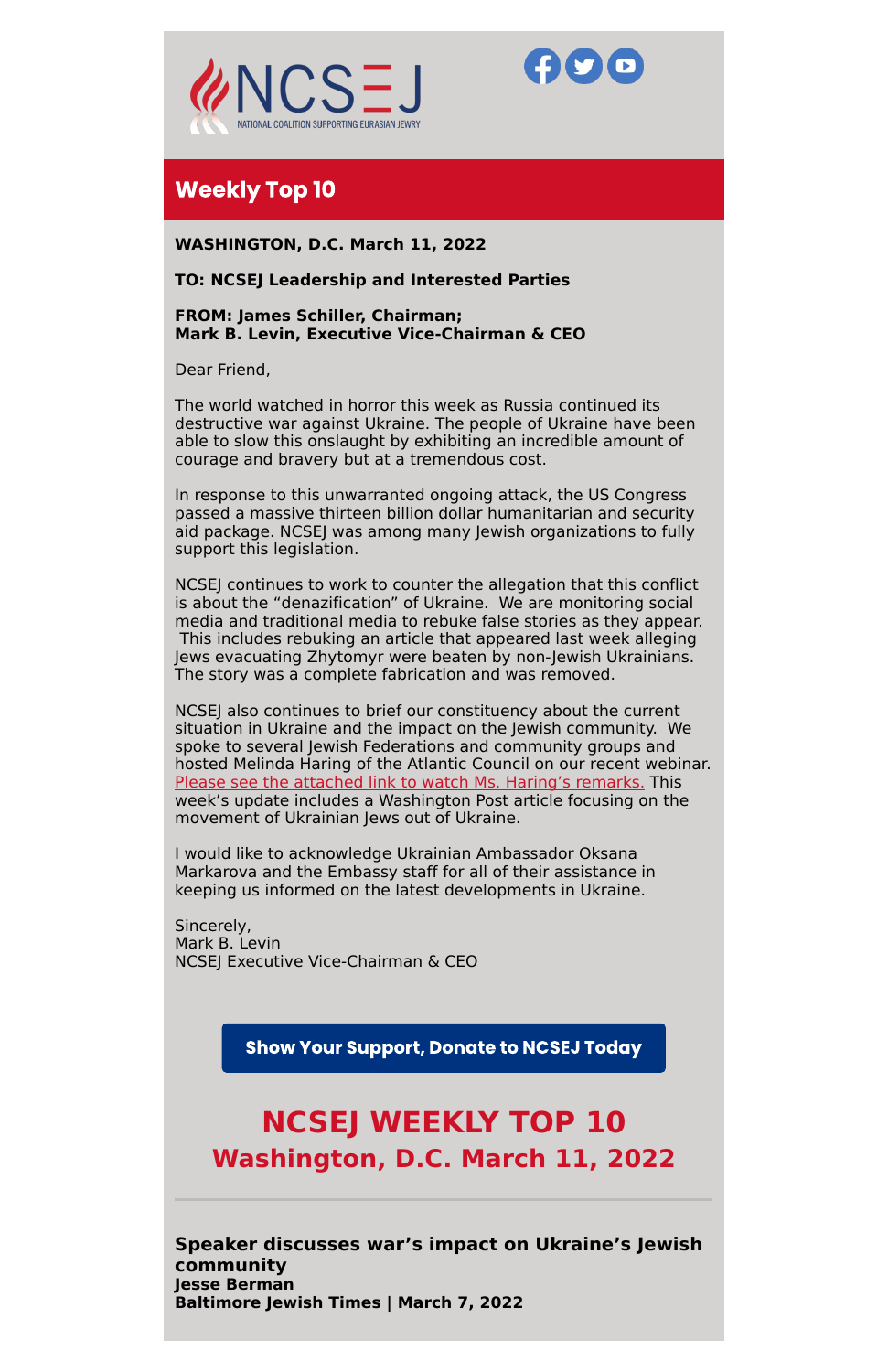NCSEJ
NATIONAL COALITION SUPPORTING EURASIAN JEWRY

## Weekly Top 10

**WASHINGTON, D.C. March 11, 2022**

**TO: NCSEJ Leadership and Interested Parties**

**FROM: James Schiller, Chairman;**
**Mark B. Levin, Executive Vice-Chairman & CEO**

Dear Friend,

The world watched in horror this week as Russia continued its destructive war against Ukraine. The people of Ukraine have been able to slow this onslaught by exhibiting an incredible amount of courage and bravery but at a tremendous cost.

In response to this unwarranted ongoing attack, the US Congress passed a massive thirteen billion dollar humanitarian and security aid package. NCSEJ was among many Jewish organizations to fully support this legislation.

NCSEJ continues to work to counter the allegation that this conflict is about the "denazification" of Ukraine. We are monitoring social media and traditional media to rebuke false stories as they appear. This includes rebuking an article that appeared last week alleging Jews evacuating Zhytomyr were beaten by non-Jewish Ukrainians. The story was a complete fabrication and was removed.

NCSEJ also continues to brief our constituency about the current situation in Ukraine and the impact on the Jewish community. We spoke to several Jewish Federations and community groups and hosted Melinda Haring of the Atlantic Council on our recent webinar. Please see the attached link to watch Ms. Haring's remarks. This week's update includes a Washington Post article focusing on the movement of Ukrainian Jews out of Ukraine.

I would like to acknowledge Ukrainian Ambassador Oksana Markarova and the Embassy staff for all of their assistance in keeping us informed on the latest developments in Ukraine.

Sincerely,
Mark B. Levin
NCSEJ Executive Vice-Chairman & CEO

**Show Your Support, Donate to NCSEJ Today**

# NCSEJ WEEKLY TOP 10
## Washington, D.C. March 11, 2022

---

**Speaker discusses war's impact on Ukraine's Jewish community**
**Jesse Berman**
**Baltimore Jewish Times | March 7, 2022**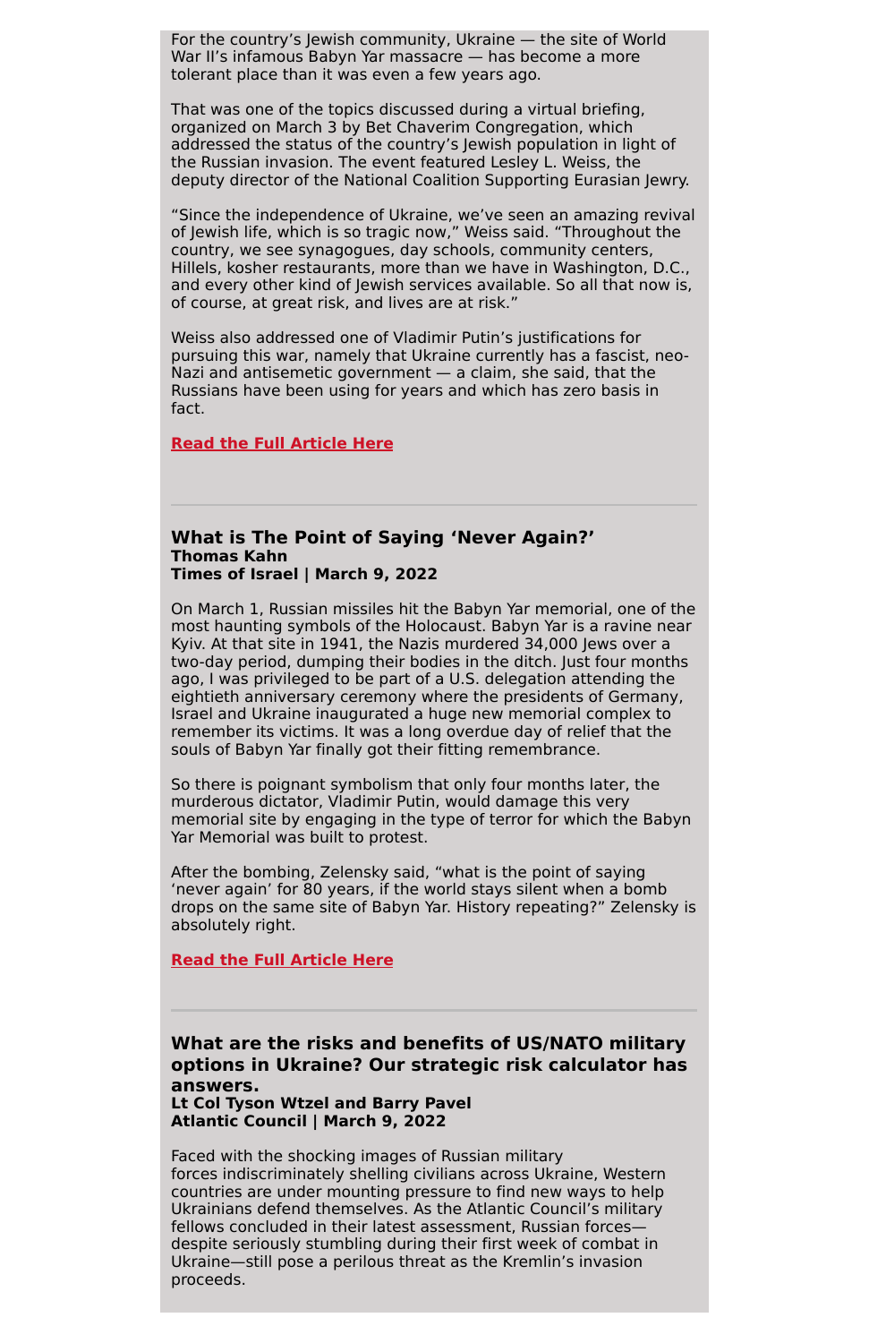For the country's Jewish community, Ukraine — the site of World War II's infamous Babyn Yar massacre — has become a more tolerant place than it was even a few years ago.

That was one of the topics discussed during a virtual briefing, organized on March 3 by Bet Chaverim Congregation, which addressed the status of the country's Jewish population in light of the Russian invasion. The event featured Lesley L. Weiss, the deputy director of the National Coalition Supporting Eurasian Jewry.

"Since the independence of Ukraine, we've seen an amazing revival of Jewish life, which is so tragic now," Weiss said. "Throughout the country, we see synagogues, day schools, community centers, Hillels, kosher restaurants, more than we have in Washington, D.C., and every other kind of Jewish services available. So all that now is, of course, at great risk, and lives are at risk."

Weiss also addressed one of Vladimir Putin's justifications for pursuing this war, namely that Ukraine currently has a fascist, neo-Nazi and antisemetic government — a claim, she said, that the Russians have been using for years and which has zero basis in fact.

**Read the Full Article Here**

---

### What is The Point of Saying 'Never Again?'
**Thomas Kahn**
**Times of Israel | March 9, 2022**

On March 1, Russian missiles hit the Babyn Yar memorial, one of the most haunting symbols of the Holocaust. Babyn Yar is a ravine near Kyiv. At that site in 1941, the Nazis murdered 34,000 Jews over a two-day period, dumping their bodies in the ditch. Just four months ago, I was privileged to be part of a U.S. delegation attending the eightieth anniversary ceremony where the presidents of Germany, Israel and Ukraine inaugurated a huge new memorial complex to remember its victims. It was a long overdue day of relief that the souls of Babyn Yar finally got their fitting remembrance.

So there is poignant symbolism that only four months later, the murderous dictator, Vladimir Putin, would damage this very memorial site by engaging in the type of terror for which the Babyn Yar Memorial was built to protest.

After the bombing, Zelensky said, "what is the point of saying 'never again' for 80 years, if the world stays silent when a bomb drops on the same site of Babyn Yar. History repeating?" Zelensky is absolutely right.

**Read the Full Article Here**

---

### What are the risks and benefits of US/NATO military options in Ukraine? Our strategic risk calculator has answers.
**Lt Col Tyson Wtzel and Barry Pavel**
**Atlantic Council | March 9, 2022**

Faced with the shocking images of Russian military forces indiscriminately shelling civilians across Ukraine, Western countries are under mounting pressure to find new ways to help Ukrainians defend themselves. As the Atlantic Council's military fellows concluded in their latest assessment, Russian forces—despite seriously stumbling during their first week of combat in Ukraine—still pose a perilous threat as the Kremlin's invasion proceeds.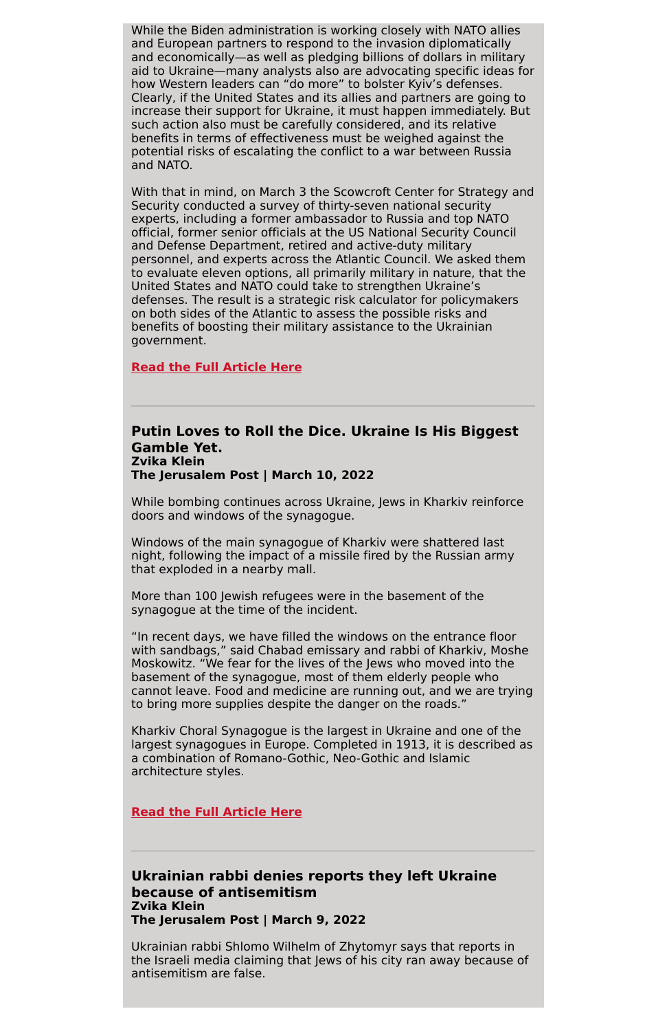While the Biden administration is working closely with NATO allies and European partners to respond to the invasion diplomatically and economically—as well as pledging billions of dollars in military aid to Ukraine—many analysts also are advocating specific ideas for how Western leaders can “do more” to bolster Kyiv’s defenses. Clearly, if the United States and its allies and partners are going to increase their support for Ukraine, it must happen immediately. But such action also must be carefully considered, and its relative benefits in terms of effectiveness must be weighed against the potential risks of escalating the conflict to a war between Russia and NATO.

With that in mind, on March 3 the Scowcroft Center for Strategy and Security conducted a survey of thirty-seven national security experts, including a former ambassador to Russia and top NATO official, former senior officials at the US National Security Council and Defense Department, retired and active-duty military personnel, and experts across the Atlantic Council. We asked them to evaluate eleven options, all primarily military in nature, that the United States and NATO could take to strengthen Ukraine’s defenses. The result is a strategic risk calculator for policymakers on both sides of the Atlantic to assess the possible risks and benefits of boosting their military assistance to the Ukrainian government.

**Read the Full Article Here**

---

### Putin Loves to Roll the Dice. Ukraine Is His Biggest Gamble Yet.

**Zvika Klein**
**The Jerusalem Post | March 10, 2022**

While bombing continues across Ukraine, Jews in Kharkiv reinforce doors and windows of the synagogue.

Windows of the main synagogue of Kharkiv were shattered last night, following the impact of a missile fired by the Russian army that exploded in a nearby mall.

More than 100 Jewish refugees were in the basement of the synagogue at the time of the incident.

“In recent days, we have filled the windows on the entrance floor with sandbags,” said Chabad emissary and rabbi of Kharkiv, Moshe Moskowitz. “We fear for the lives of the Jews who moved into the basement of the synagogue, most of them elderly people who cannot leave. Food and medicine are running out, and we are trying to bring more supplies despite the danger on the roads.”

Kharkiv Choral Synagogue is the largest in Ukraine and one of the largest synagogues in Europe. Completed in 1913, it is described as a combination of Romano-Gothic, Neo-Gothic and Islamic architecture styles.

**Read the Full Article Here**

---

### Ukrainian rabbi denies reports they left Ukraine because of antisemitism

**Zvika Klein**
**The Jerusalem Post | March 9, 2022**

Ukrainian rabbi Shlomo Wilhelm of Zhytomyr says that reports in the Israeli media claiming that Jews of his city ran away because of antisemitism are false.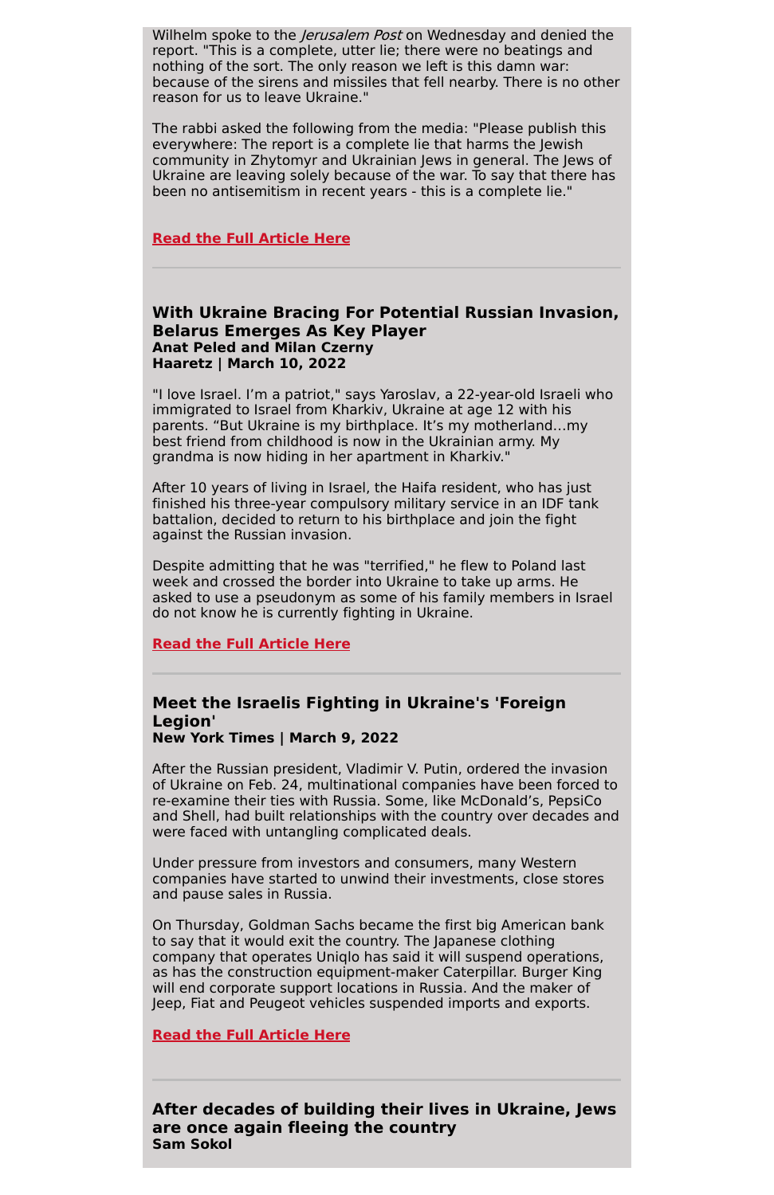Wilhelm spoke to the *Jerusalem Post* on Wednesday and denied the report. "This is a complete, utter lie; there were no beatings and nothing of the sort. The only reason we left is this damn war: because of the sirens and missiles that fell nearby. There is no other reason for us to leave Ukraine."

The rabbi asked the following from the media: "Please publish this everywhere: The report is a complete lie that harms the Jewish community in Zhytomyr and Ukrainian Jews in general. The Jews of Ukraine are leaving solely because of the war. To say that there has been no antisemitism in recent years - this is a complete lie."

**Read the Full Article Here**

---

### With Ukraine Bracing For Potential Russian Invasion, Belarus Emerges As Key Player

**Anat Peled and Milan Czerny**
**Haaretz | March 10, 2022**

"I love Israel. I'm a patriot," says Yaroslav, a 22-year-old Israeli who immigrated to Israel from Kharkiv, Ukraine at age 12 with his parents. "But Ukraine is my birthplace. It's my motherland…my best friend from childhood is now in the Ukrainian army. My grandma is now hiding in her apartment in Kharkiv."

After 10 years of living in Israel, the Haifa resident, who has just finished his three-year compulsory military service in an IDF tank battalion, decided to return to his birthplace and join the fight against the Russian invasion.

Despite admitting that he was "terrified," he flew to Poland last week and crossed the border into Ukraine to take up arms. He asked to use a pseudonym as some of his family members in Israel do not know he is currently fighting in Ukraine.

**Read the Full Article Here**

---

### Meet the Israelis Fighting in Ukraine's 'Foreign Legion'

**New York Times | March 9, 2022**

After the Russian president, Vladimir V. Putin, ordered the invasion of Ukraine on Feb. 24, multinational companies have been forced to re-examine their ties with Russia. Some, like McDonald's, PepsiCo and Shell, had built relationships with the country over decades and were faced with untangling complicated deals.

Under pressure from investors and consumers, many Western companies have started to unwind their investments, close stores and pause sales in Russia.

On Thursday, Goldman Sachs became the first big American bank to say that it would exit the country. The Japanese clothing company that operates Uniqlo has said it will suspend operations, as has the construction equipment-maker Caterpillar. Burger King will end corporate support locations in Russia. And the maker of Jeep, Fiat and Peugeot vehicles suspended imports and exports.

**Read the Full Article Here**

---

### After decades of building their lives in Ukraine, Jews are once again fleeing the country

**Sam Sokol**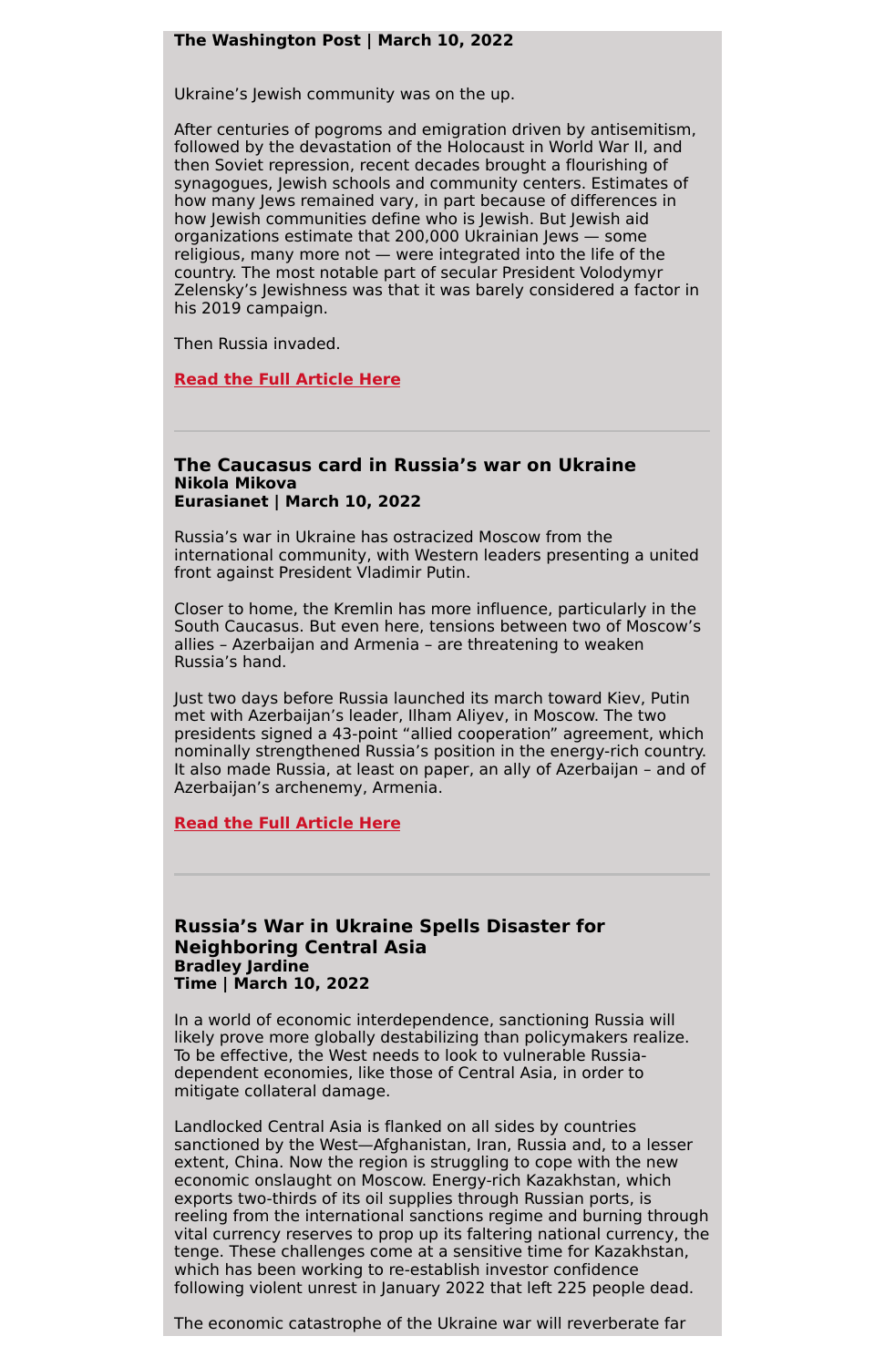**The Washington Post | March 10, 2022**

Ukraine's Jewish community was on the up.

After centuries of pogroms and emigration driven by antisemitism, followed by the devastation of the Holocaust in World War II, and then Soviet repression, recent decades brought a flourishing of synagogues, Jewish schools and community centers. Estimates of how many Jews remained vary, in part because of differences in how Jewish communities define who is Jewish. But Jewish aid organizations estimate that 200,000 Ukrainian Jews — some religious, many more not — were integrated into the life of the country. The most notable part of secular President Volodymyr Zelensky's Jewishness was that it was barely considered a factor in his 2019 campaign.

Then Russia invaded.

**Read the Full Article Here**

---

### The Caucasus card in Russia's war on Ukraine

**Nikola Mikova**
**Eurasianet | March 10, 2022**

Russia's war in Ukraine has ostracized Moscow from the international community, with Western leaders presenting a united front against President Vladimir Putin.

Closer to home, the Kremlin has more influence, particularly in the South Caucasus. But even here, tensions between two of Moscow's allies – Azerbaijan and Armenia – are threatening to weaken Russia's hand.

Just two days before Russia launched its march toward Kiev, Putin met with Azerbaijan's leader, Ilham Aliyev, in Moscow. The two presidents signed a 43-point "allied cooperation" agreement, which nominally strengthened Russia's position in the energy-rich country. It also made Russia, at least on paper, an ally of Azerbaijan – and of Azerbaijan's archenemy, Armenia.

**Read the Full Article Here**

---

### Russia's War in Ukraine Spells Disaster for Neighboring Central Asia

**Bradley Jardine**
**Time | March 10, 2022**

In a world of economic interdependence, sanctioning Russia will likely prove more globally destabilizing than policymakers realize. To be effective, the West needs to look to vulnerable Russia-dependent economies, like those of Central Asia, in order to mitigate collateral damage.

Landlocked Central Asia is flanked on all sides by countries sanctioned by the West—Afghanistan, Iran, Russia and, to a lesser extent, China. Now the region is struggling to cope with the new economic onslaught on Moscow. Energy-rich Kazakhstan, which exports two-thirds of its oil supplies through Russian ports, is reeling from the international sanctions regime and burning through vital currency reserves to prop up its faltering national currency, the tenge. These challenges come at a sensitive time for Kazakhstan, which has been working to re-establish investor confidence following violent unrest in January 2022 that left 225 people dead.

The economic catastrophe of the Ukraine war will reverberate far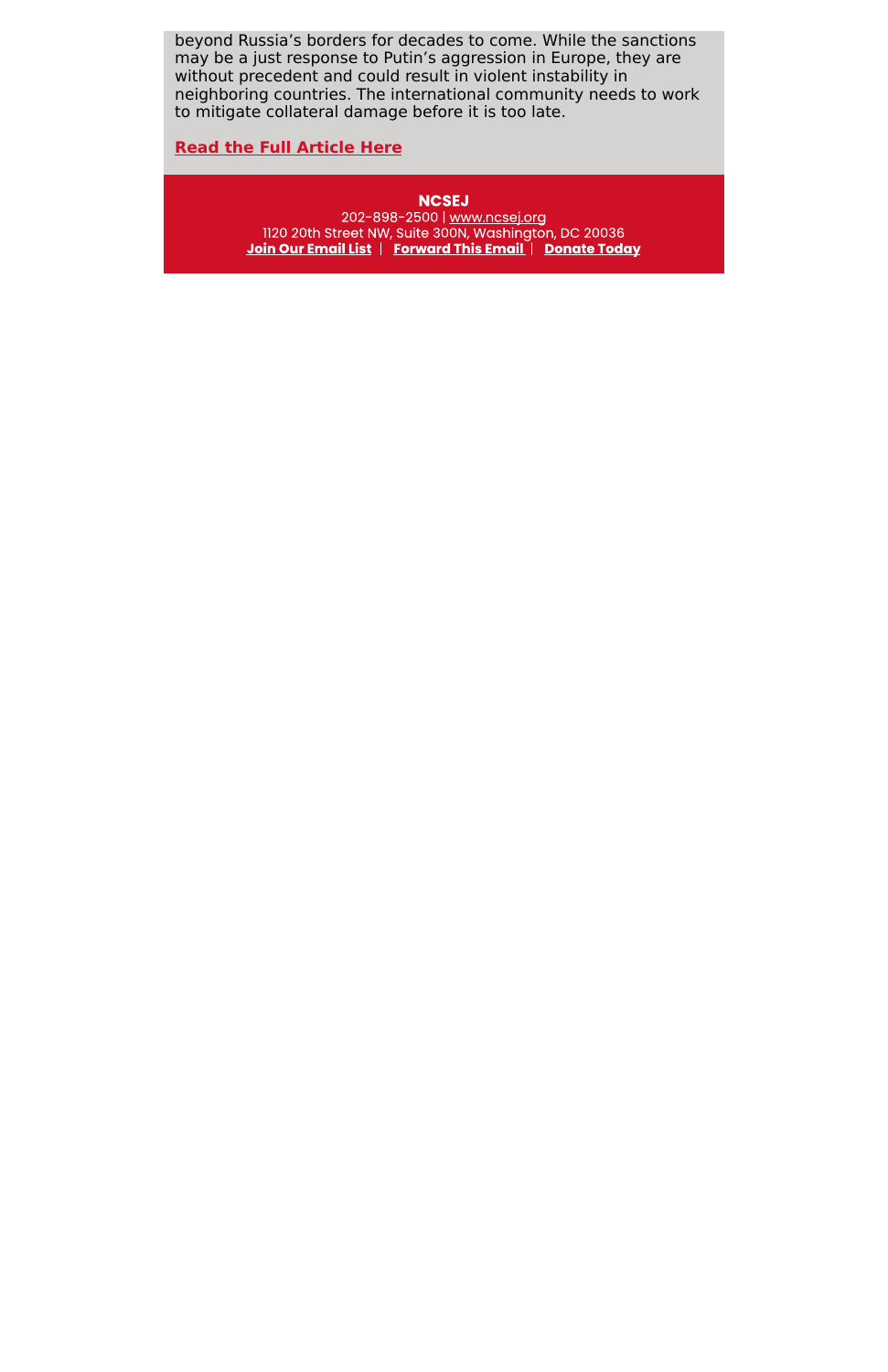beyond Russia's borders for decades to come. While the sanctions may be a just response to Putin's aggression in Europe, they are without precedent and could result in violent instability in neighboring countries. The international community needs to work to mitigate collateral damage before it is too late.

**Read the Full Article Here**

**NCSEJ**
202-898-2500 | www.ncsej.org
1120 20th Street NW, Suite 300N, Washington, DC 20036
**Join Our Email List** | **Forward This Email** | **Donate Today**